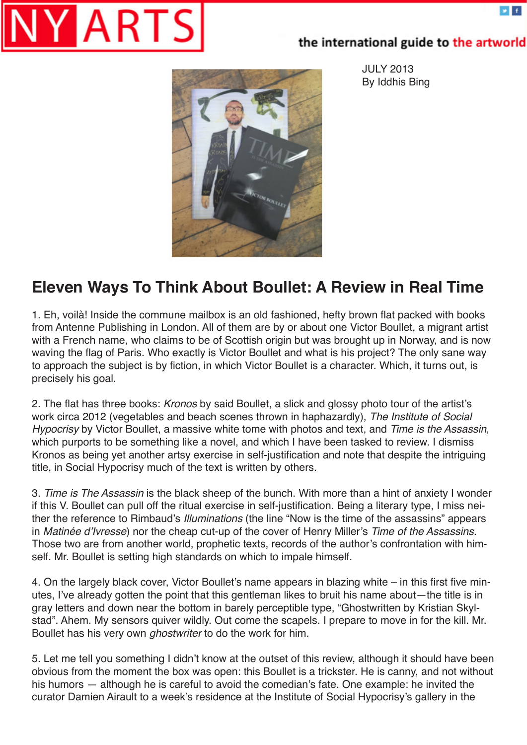# NY ARTS

the international guide to the artworld

JULY 2013
By Iddhis Bing

## Eleven Ways To Think About Boullet: A Review in Real Time

1. Eh, voilà! Inside the commune mailbox is an old fashioned, hefty brown flat packed with books from Antenne Publishing in London. All of them are by or about one Victor Boullet, a migrant artist with a French name, who claims to be of Scottish origin but was brought up in Norway, and is now waving the flag of Paris. Who exactly is Victor Boullet and what is his project? The only sane way to approach the subject is by fiction, in which Victor Boullet is a character. Which, it turns out, is precisely his goal.

2. The flat has three books: *Kronos* by said Boullet, a slick and glossy photo tour of the artist's work circa 2012 (vegetables and beach scenes thrown in haphazardly), *The Institute of Social Hypocrisy* by Victor Boullet, a massive white tome with photos and text, and *Time is the Assassin*, which purports to be something like a novel, and which I have been tasked to review. I dismiss Kronos as being yet another artsy exercise in self-justification and note that despite the intriguing title, in Social Hypocrisy much of the text is written by others.

3. *Time is The Assassin* is the black sheep of the bunch. With more than a hint of anxiety I wonder if this V. Boullet can pull off the ritual exercise in self-justification. Being a literary type, I miss neither the reference to Rimbaud's *Illuminations* (the line "Now is the time of the assassins" appears in *Matinée d'Ivresse*) nor the cheap cut-up of the cover of Henry Miller's *Time of the Assassins.* Those two are from another world, prophetic texts, records of the author's confrontation with himself. Mr. Boullet is setting high standards on which to impale himself.

4. On the largely black cover, Victor Boullet's name appears in blazing white – in this first five minutes, I've already gotten the point that this gentleman likes to bruit his name about—the title is in gray letters and down near the bottom in barely perceptible type, "Ghostwritten by Kristian Skylstad". Ahem. My sensors quiver wildly. Out come the scapels. I prepare to move in for the kill. Mr. Boullet has his very own *ghostwriter* to do the work for him.

5. Let me tell you something I didn't know at the outset of this review, although it should have been obvious from the moment the box was open: this Boullet is a trickster. He is canny, and not without his humors — although he is careful to avoid the comedian's fate. One example: he invited the curator Damien Airault to a week's residence at the Institute of Social Hypocrisy's gallery in the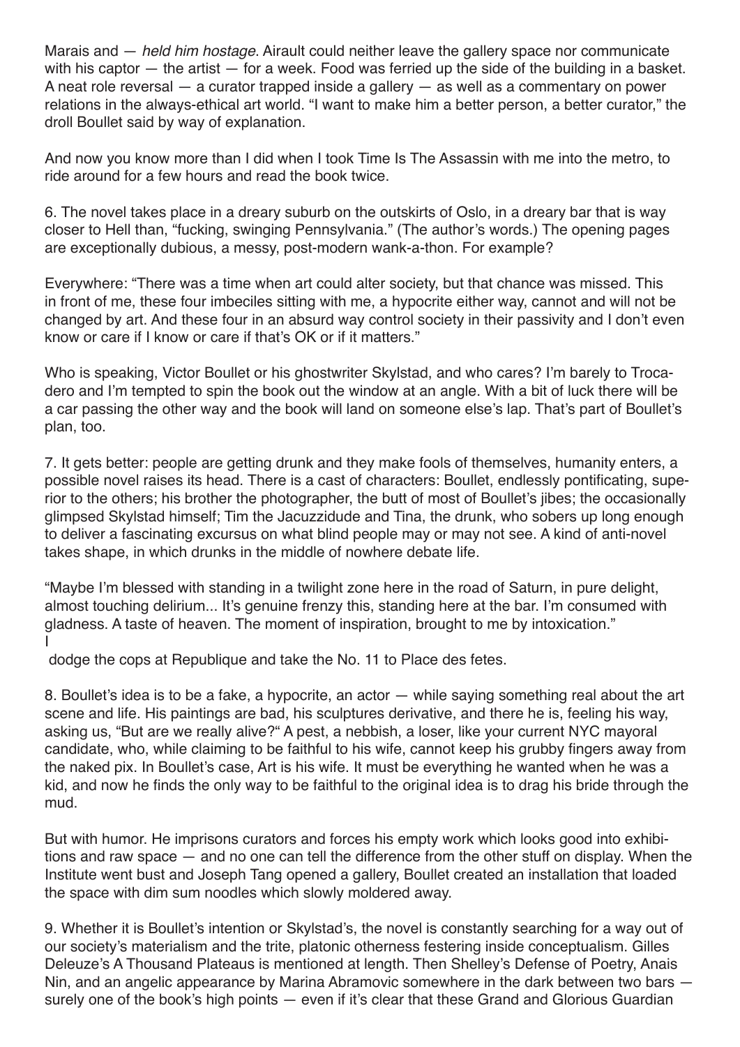Marais and — *held him hostage*. Airault could neither leave the gallery space nor communicate with his captor — the artist — for a week. Food was ferried up the side of the building in a basket. A neat role reversal — a curator trapped inside a gallery — as well as a commentary on power relations in the always-ethical art world. "I want to make him a better person, a better curator," the droll Boullet said by way of explanation.

And now you know more than I did when I took Time Is The Assassin with me into the metro, to ride around for a few hours and read the book twice.

6. The novel takes place in a dreary suburb on the outskirts of Oslo, in a dreary bar that is way closer to Hell than, "fucking, swinging Pennsylvania." (The author's words.) The opening pages are exceptionally dubious, a messy, post-modern wank-a-thon. For example?

Everywhere: "There was a time when art could alter society, but that chance was missed. This in front of me, these four imbeciles sitting with me, a hypocrite either way, cannot and will not be changed by art. And these four in an absurd way control society in their passivity and I don't even know or care if I know or care if that's OK or if it matters."

Who is speaking, Victor Boullet or his ghostwriter Skylstad, and who cares? I'm barely to Trocadero and I'm tempted to spin the book out the window at an angle. With a bit of luck there will be a car passing the other way and the book will land on someone else's lap. That's part of Boullet's plan, too.

7. It gets better: people are getting drunk and they make fools of themselves, humanity enters, a possible novel raises its head. There is a cast of characters: Boullet, endlessly pontificating, superior to the others; his brother the photographer, the butt of most of Boullet's jibes; the occasionally glimpsed Skylstad himself; Tim the Jacuzzidude and Tina, the drunk, who sobers up long enough to deliver a fascinating excursus on what blind people may or may not see. A kind of anti-novel takes shape, in which drunks in the middle of nowhere debate life.

"Maybe I'm blessed with standing in a twilight zone here in the road of Saturn, in pure delight, almost touching delirium... It's genuine frenzy this, standing here at the bar. I'm consumed with gladness. A taste of heaven. The moment of inspiration, brought to me by intoxication."

I dodge the cops at Republique and take the No. 11 to Place des fetes.

8. Boullet's idea is to be a fake, a hypocrite, an actor — while saying something real about the art scene and life. His paintings are bad, his sculptures derivative, and there he is, feeling his way, asking us, "But are we really alive?" A pest, a nebbish, a loser, like your current NYC mayoral candidate, who, while claiming to be faithful to his wife, cannot keep his grubby fingers away from the naked pix. In Boullet's case, Art is his wife. It must be everything he wanted when he was a kid, and now he finds the only way to be faithful to the original idea is to drag his bride through the mud.

But with humor. He imprisons curators and forces his empty work which looks good into exhibitions and raw space — and no one can tell the difference from the other stuff on display. When the Institute went bust and Joseph Tang opened a gallery, Boullet created an installation that loaded the space with dim sum noodles which slowly moldered away.

9. Whether it is Boullet's intention or Skylstad's, the novel is constantly searching for a way out of our society's materialism and the trite, platonic otherness festering inside conceptualism. Gilles Deleuze's A Thousand Plateaus is mentioned at length. Then Shelley's Defense of Poetry, Anais Nin, and an angelic appearance by Marina Abramovic somewhere in the dark between two bars — surely one of the book's high points — even if it's clear that these Grand and Glorious Guardian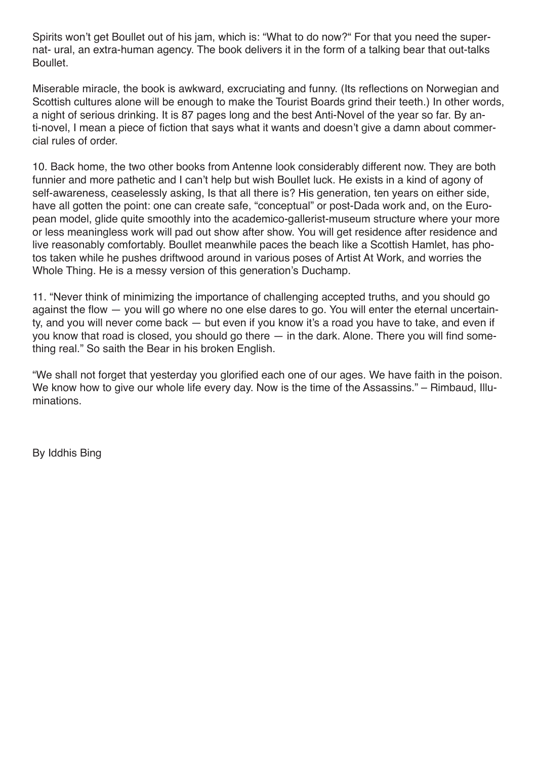Spirits won't get Boullet out of his jam, which is: "What to do now?" For that you need the supernat- ural, an extra-human agency. The book delivers it in the form of a talking bear that out-talks Boullet.

Miserable miracle, the book is awkward, excruciating and funny. (Its reflections on Norwegian and Scottish cultures alone will be enough to make the Tourist Boards grind their teeth.) In other words, a night of serious drinking. It is 87 pages long and the best Anti-Novel of the year so far. By anti-novel, I mean a piece of fiction that says what it wants and doesn't give a damn about commercial rules of order.

10. Back home, the two other books from Antenne look considerably different now. They are both funnier and more pathetic and I can't help but wish Boullet luck. He exists in a kind of agony of self-awareness, ceaselessly asking, Is that all there is? His generation, ten years on either side, have all gotten the point: one can create safe, "conceptual" or post-Dada work and, on the European model, glide quite smoothly into the academico-gallerist-museum structure where your more or less meaningless work will pad out show after show. You will get residence after residence and live reasonably comfortably. Boullet meanwhile paces the beach like a Scottish Hamlet, has photos taken while he pushes driftwood around in various poses of Artist At Work, and worries the Whole Thing. He is a messy version of this generation's Duchamp.

11. "Never think of minimizing the importance of challenging accepted truths, and you should go against the flow — you will go where no one else dares to go. You will enter the eternal uncertainty, and you will never come back — but even if you know it's a road you have to take, and even if you know that road is closed, you should go there — in the dark. Alone. There you will find something real." So saith the Bear in his broken English.

"We shall not forget that yesterday you glorified each one of our ages. We have faith in the poison. We know how to give our whole life every day. Now is the time of the Assassins." – Rimbaud, Illuminations.

By Iddhis Bing